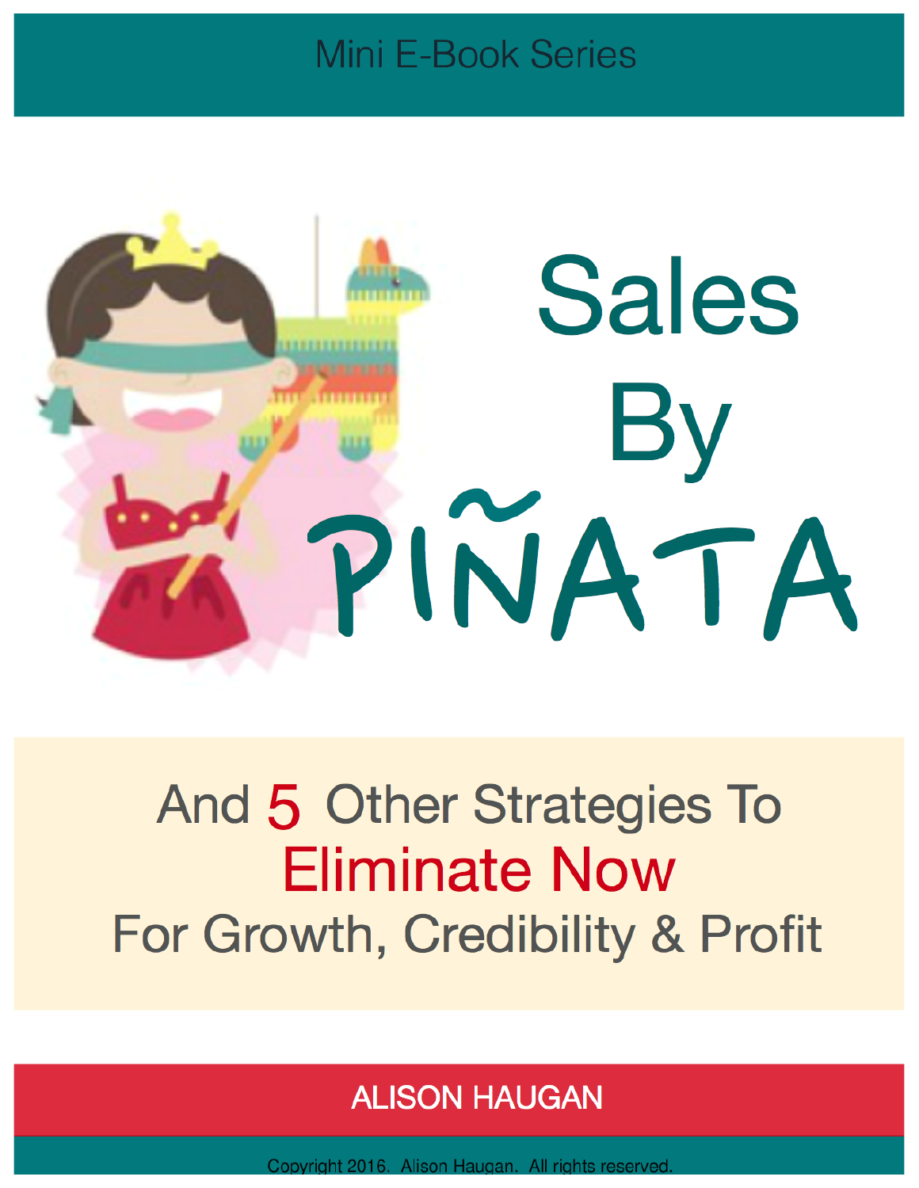Mini E-Book Series

# Sales By PIÑATA

## And 5 Other Strategies To Eliminate Now For Growth, Credibility & Profit

ALISON HAUGAN

Copyright 2016. Alison Haugan. All rights reserved.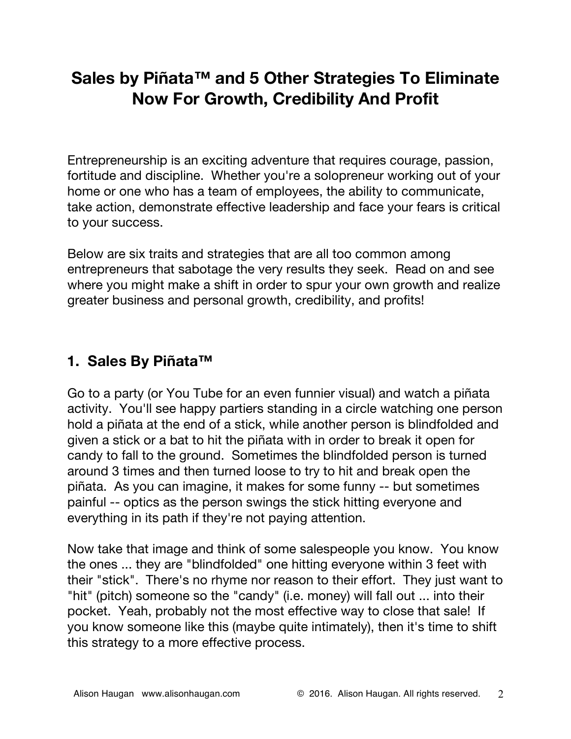# Sales by Piñata™ and 5 Other Strategies To Eliminate Now For Growth, Credibility And Profit

Entrepreneurship is an exciting adventure that requires courage, passion, fortitude and discipline. Whether you're a solopreneur working out of your home or one who has a team of employees, the ability to communicate, take action, demonstrate effective leadership and face your fears is critical to your success.

Below are six traits and strategies that are all too common among entrepreneurs that sabotage the very results they seek. Read on and see where you might make a shift in order to spur your own growth and realize greater business and personal growth, credibility, and profits!

## 1. Sales By Piñata™

Go to a party (or You Tube for an even funnier visual) and watch a piñata activity. You'll see happy partiers standing in a circle watching one person hold a piñata at the end of a stick, while another person is blindfolded and given a stick or a bat to hit the piñata with in order to break it open for candy to fall to the ground. Sometimes the blindfolded person is turned around 3 times and then turned loose to try to hit and break open the piñata. As you can imagine, it makes for some funny -- but sometimes painful -- optics as the person swings the stick hitting everyone and everything in its path if they're not paying attention.

Now take that image and think of some salespeople you know. You know the ones ... they are "blindfolded" one hitting everyone within 3 feet with their "stick". There's no rhyme nor reason to their effort. They just want to "hit" (pitch) someone so the "candy" (i.e. money) will fall out ... into their pocket. Yeah, probably not the most effective way to close that sale! If you know someone like this (maybe quite intimately), then it's time to shift this strategy to a more effective process.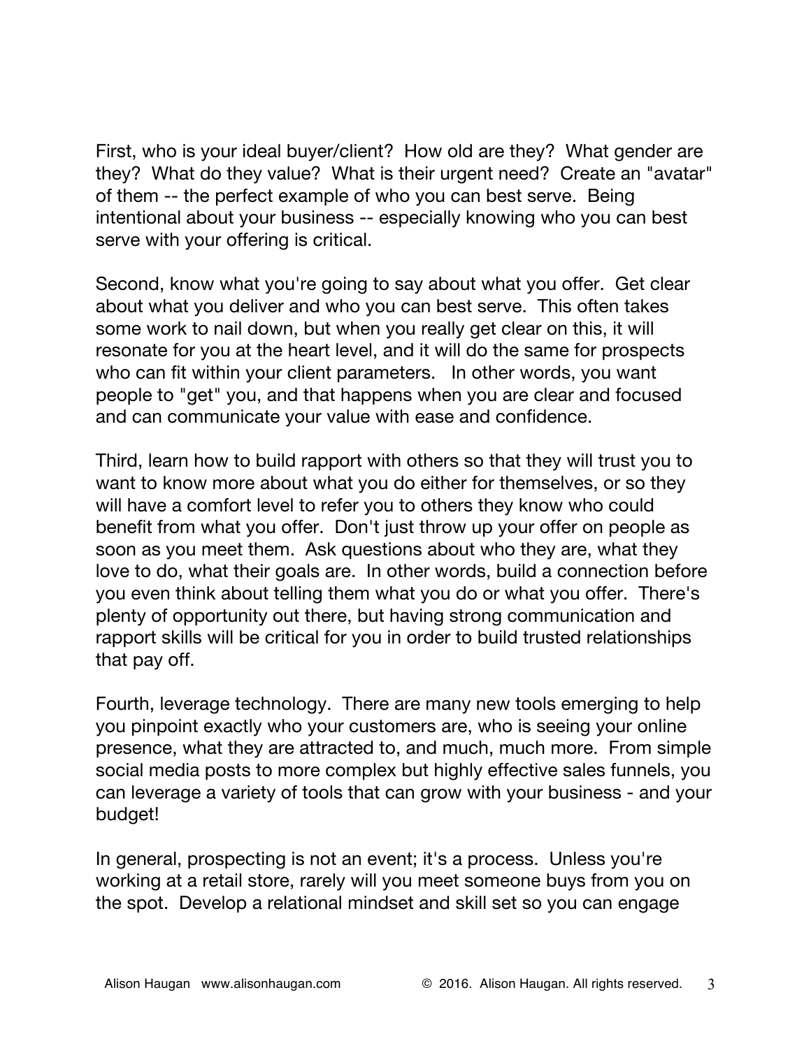First, who is your ideal buyer/client? How old are they? What gender are they? What do they value? What is their urgent need? Create an "avatar" of them -- the perfect example of who you can best serve. Being intentional about your business -- especially knowing who you can best serve with your offering is critical.

Second, know what you're going to say about what you offer. Get clear about what you deliver and who you can best serve. This often takes some work to nail down, but when you really get clear on this, it will resonate for you at the heart level, and it will do the same for prospects who can fit within your client parameters. In other words, you want people to "get" you, and that happens when you are clear and focused and can communicate your value with ease and confidence.

Third, learn how to build rapport with others so that they will trust you to want to know more about what you do either for themselves, or so they will have a comfort level to refer you to others they know who could benefit from what you offer. Don't just throw up your offer on people as soon as you meet them. Ask questions about who they are, what they love to do, what their goals are. In other words, build a connection before you even think about telling them what you do or what you offer. There's plenty of opportunity out there, but having strong communication and rapport skills will be critical for you in order to build trusted relationships that pay off.

Fourth, leverage technology. There are many new tools emerging to help you pinpoint exactly who your customers are, who is seeing your online presence, what they are attracted to, and much, much more. From simple social media posts to more complex but highly effective sales funnels, you can leverage a variety of tools that can grow with your business - and your budget!

In general, prospecting is not an event; it's a process. Unless you're working at a retail store, rarely will you meet someone buys from you on the spot. Develop a relational mindset and skill set so you can engage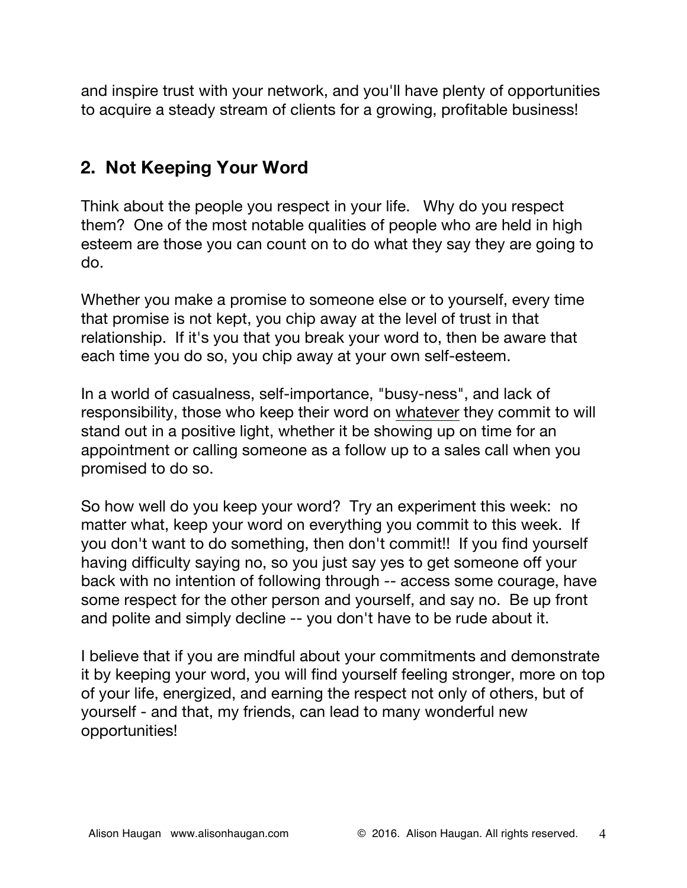and inspire trust with your network, and you'll have plenty of opportunities to acquire a steady stream of clients for a growing, profitable business!

## 2. Not Keeping Your Word

Think about the people you respect in your life. Why do you respect them? One of the most notable qualities of people who are held in high esteem are those you can count on to do what they say they are going to do.

Whether you make a promise to someone else or to yourself, every time that promise is not kept, you chip away at the level of trust in that relationship. If it's you that you break your word to, then be aware that each time you do so, you chip away at your own self-esteem.

In a world of casualness, self-importance, "busy-ness", and lack of responsibility, those who keep their word on <u>whatever</u> they commit to will stand out in a positive light, whether it be showing up on time for an appointment or calling someone as a follow up to a sales call when you promised to do so.

So how well do you keep your word? Try an experiment this week: no matter what, keep your word on everything you commit to this week. If you don't want to do something, then don't commit!! If you find yourself having difficulty saying no, so you just say yes to get someone off your back with no intention of following through -- access some courage, have some respect for the other person and yourself, and say no. Be up front and polite and simply decline -- you don't have to be rude about it.

I believe that if you are mindful about your commitments and demonstrate it by keeping your word, you will find yourself feeling stronger, more on top of your life, energized, and earning the respect not only of others, but of yourself - and that, my friends, can lead to many wonderful new opportunities!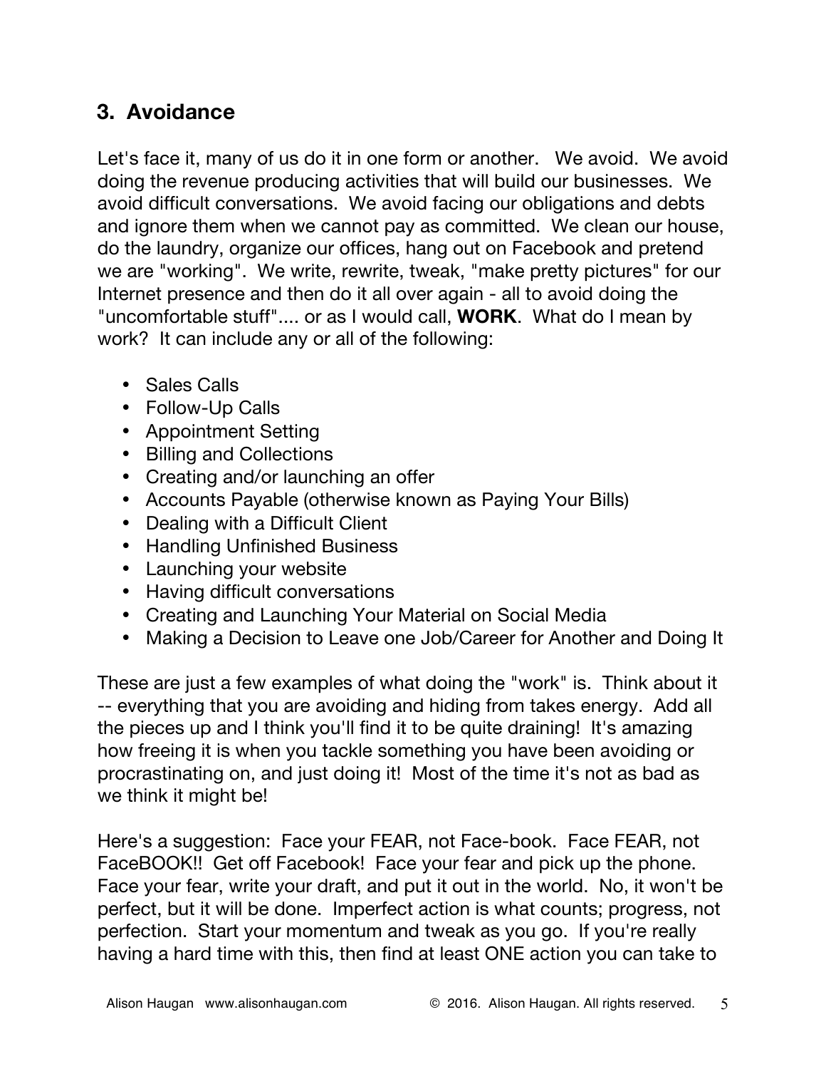## 3. Avoidance

Let's face it, many of us do it in one form or another. We avoid. We avoid doing the revenue producing activities that will build our businesses. We avoid difficult conversations. We avoid facing our obligations and debts and ignore them when we cannot pay as committed. We clean our house, do the laundry, organize our offices, hang out on Facebook and pretend we are "working". We write, rewrite, tweak, "make pretty pictures" for our Internet presence and then do it all over again - all to avoid doing the "uncomfortable stuff".... or as I would call, **WORK**. What do I mean by work? It can include any or all of the following:

- Sales Calls
- Follow-Up Calls
- Appointment Setting
- Billing and Collections
- Creating and/or launching an offer
- Accounts Payable (otherwise known as Paying Your Bills)
- Dealing with a Difficult Client
- Handling Unfinished Business
- Launching your website
- Having difficult conversations
- Creating and Launching Your Material on Social Media
- Making a Decision to Leave one Job/Career for Another and Doing It

These are just a few examples of what doing the "work" is. Think about it -- everything that you are avoiding and hiding from takes energy. Add all the pieces up and I think you'll find it to be quite draining! It's amazing how freeing it is when you tackle something you have been avoiding or procrastinating on, and just doing it! Most of the time it's not as bad as we think it might be!

Here's a suggestion: Face your FEAR, not Face-book. Face FEAR, not FaceBOOK!! Get off Facebook! Face your fear and pick up the phone. Face your fear, write your draft, and put it out in the world. No, it won't be perfect, but it will be done. Imperfect action is what counts; progress, not perfection. Start your momentum and tweak as you go. If you're really having a hard time with this, then find at least ONE action you can take to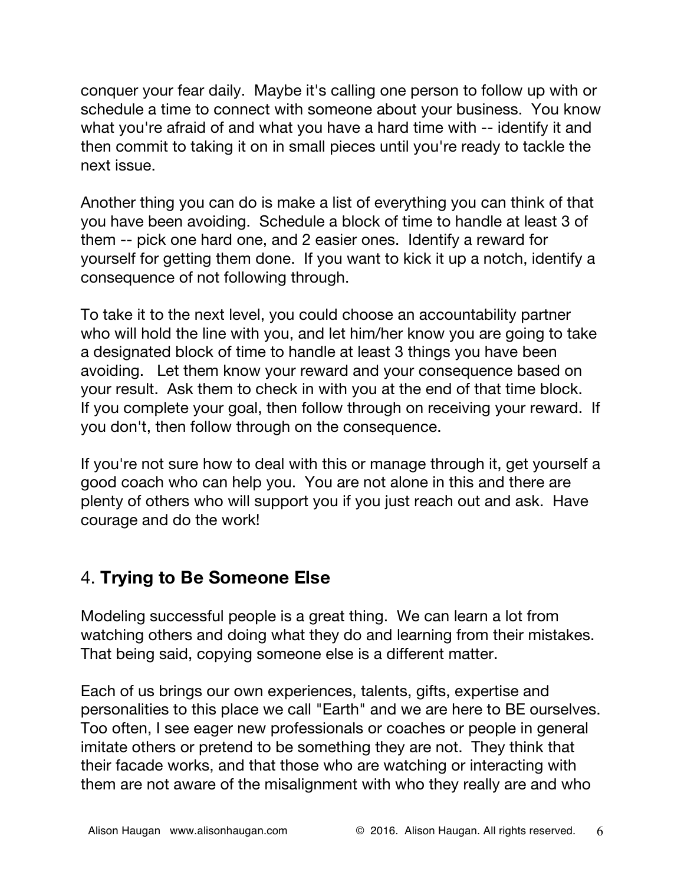conquer your fear daily. Maybe it's calling one person to follow up with or schedule a time to connect with someone about your business. You know what you're afraid of and what you have a hard time with -- identify it and then commit to taking it on in small pieces until you're ready to tackle the next issue.

Another thing you can do is make a list of everything you can think of that you have been avoiding. Schedule a block of time to handle at least 3 of them -- pick one hard one, and 2 easier ones. Identify a reward for yourself for getting them done. If you want to kick it up a notch, identify a consequence of not following through.

To take it to the next level, you could choose an accountability partner who will hold the line with you, and let him/her know you are going to take a designated block of time to handle at least 3 things you have been avoiding. Let them know your reward and your consequence based on your result. Ask them to check in with you at the end of that time block. If you complete your goal, then follow through on receiving your reward. If you don't, then follow through on the consequence.

If you're not sure how to deal with this or manage through it, get yourself a good coach who can help you. You are not alone in this and there are plenty of others who will support you if you just reach out and ask. Have courage and do the work!

## 4. **Trying to Be Someone Else**

Modeling successful people is a great thing. We can learn a lot from watching others and doing what they do and learning from their mistakes. That being said, copying someone else is a different matter.

Each of us brings our own experiences, talents, gifts, expertise and personalities to this place we call "Earth" and we are here to BE ourselves. Too often, I see eager new professionals or coaches or people in general imitate others or pretend to be something they are not. They think that their facade works, and that those who are watching or interacting with them are not aware of the misalignment with who they really are and who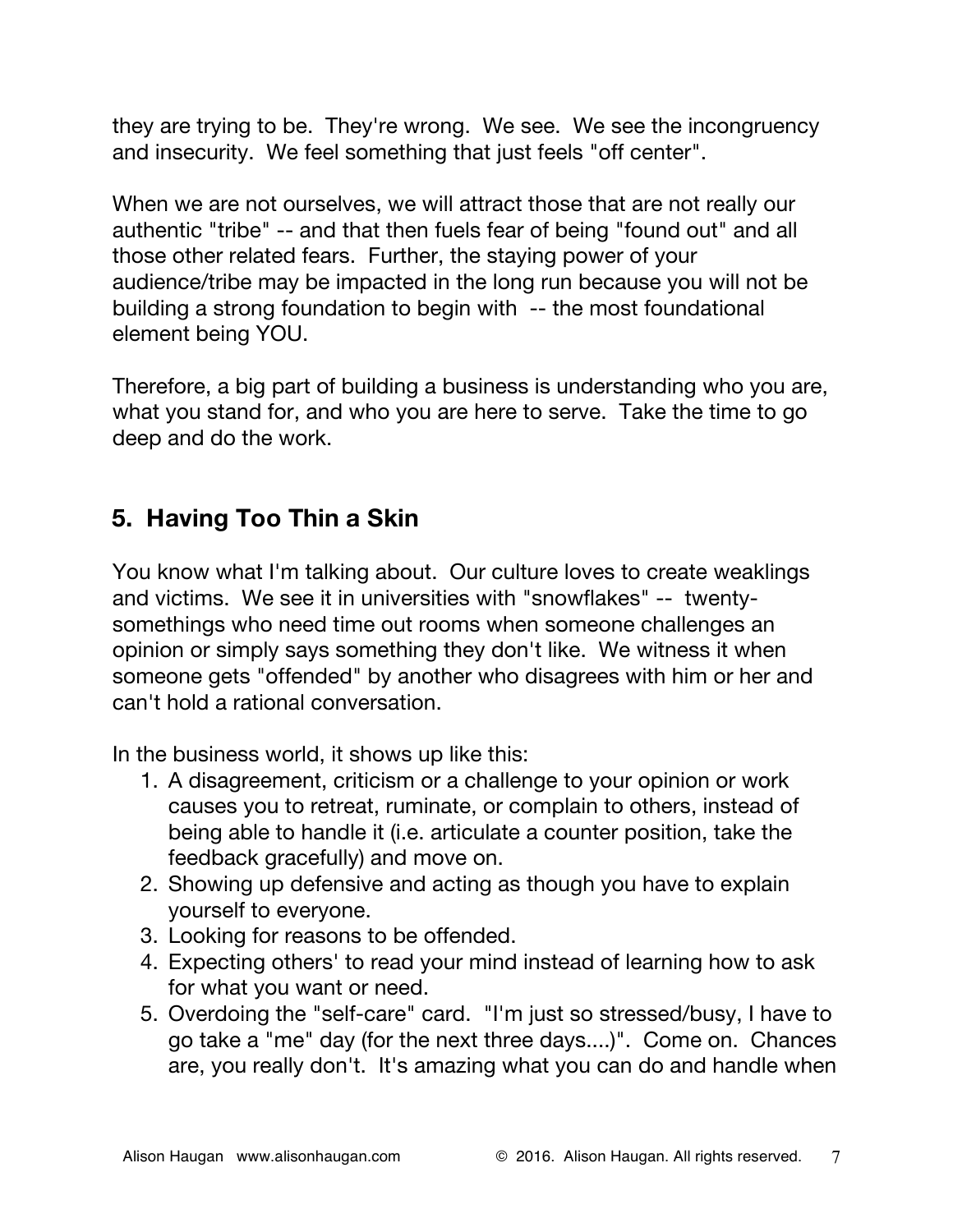they are trying to be. They're wrong. We see. We see the incongruency and insecurity. We feel something that just feels "off center".

When we are not ourselves, we will attract those that are not really our authentic "tribe" -- and that then fuels fear of being "found out" and all those other related fears. Further, the staying power of your audience/tribe may be impacted in the long run because you will not be building a strong foundation to begin with -- the most foundational element being YOU.

Therefore, a big part of building a business is understanding who you are, what you stand for, and who you are here to serve. Take the time to go deep and do the work.

## 5. Having Too Thin a Skin

You know what I'm talking about. Our culture loves to create weaklings and victims. We see it in universities with "snowflakes" -- twenty-somethings who need time out rooms when someone challenges an opinion or simply says something they don't like. We witness it when someone gets "offended" by another who disagrees with him or her and can't hold a rational conversation.

In the business world, it shows up like this:

1. A disagreement, criticism or a challenge to your opinion or work causes you to retreat, ruminate, or complain to others, instead of being able to handle it (i.e. articulate a counter position, take the feedback gracefully) and move on.
2. Showing up defensive and acting as though you have to explain yourself to everyone.
3. Looking for reasons to be offended.
4. Expecting others' to read your mind instead of learning how to ask for what you want or need.
5. Overdoing the "self-care" card. "I'm just so stressed/busy, I have to go take a "me" day (for the next three days....)". Come on. Chances are, you really don't. It's amazing what you can do and handle when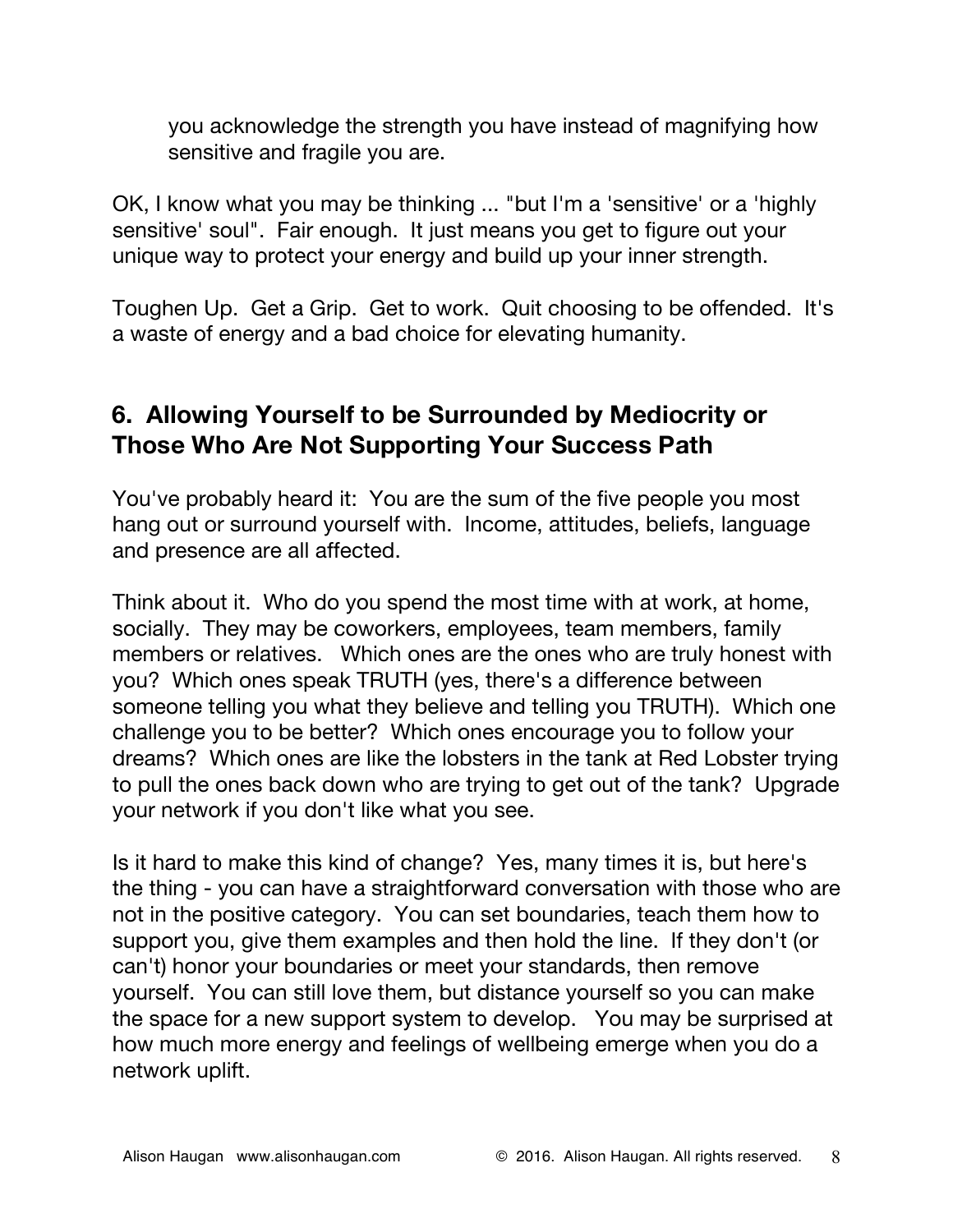you acknowledge the strength you have instead of magnifying how sensitive and fragile you are.

OK, I know what you may be thinking ... "but I'm a 'sensitive' or a 'highly sensitive' soul". Fair enough. It just means you get to figure out your unique way to protect your energy and build up your inner strength.

Toughen Up. Get a Grip. Get to work. Quit choosing to be offended. It's a waste of energy and a bad choice for elevating humanity.

## 6. Allowing Yourself to be Surrounded by Mediocrity or Those Who Are Not Supporting Your Success Path

You've probably heard it: You are the sum of the five people you most hang out or surround yourself with. Income, attitudes, beliefs, language and presence are all affected.

Think about it. Who do you spend the most time with at work, at home, socially. They may be coworkers, employees, team members, family members or relatives. Which ones are the ones who are truly honest with you? Which ones speak TRUTH (yes, there's a difference between someone telling you what they believe and telling you TRUTH). Which one challenge you to be better? Which ones encourage you to follow your dreams? Which ones are like the lobsters in the tank at Red Lobster trying to pull the ones back down who are trying to get out of the tank? Upgrade your network if you don't like what you see.

Is it hard to make this kind of change? Yes, many times it is, but here's the thing - you can have a straightforward conversation with those who are not in the positive category. You can set boundaries, teach them how to support you, give them examples and then hold the line. If they don't (or can't) honor your boundaries or meet your standards, then remove yourself. You can still love them, but distance yourself so you can make the space for a new support system to develop. You may be surprised at how much more energy and feelings of wellbeing emerge when you do a network uplift.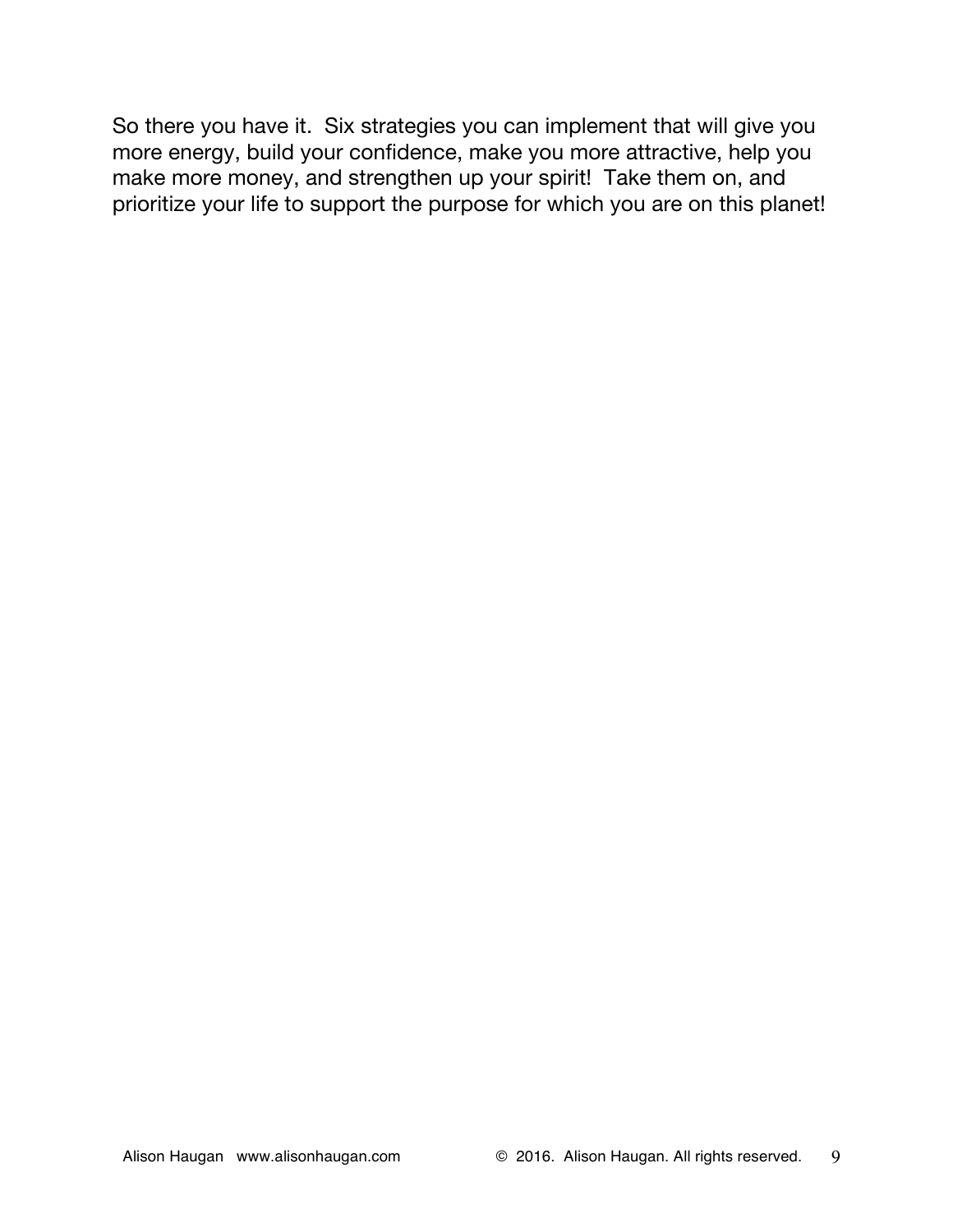So there you have it. Six strategies you can implement that will give you more energy, build your confidence, make you more attractive, help you make more money, and strengthen up your spirit! Take them on, and prioritize your life to support the purpose for which you are on this planet!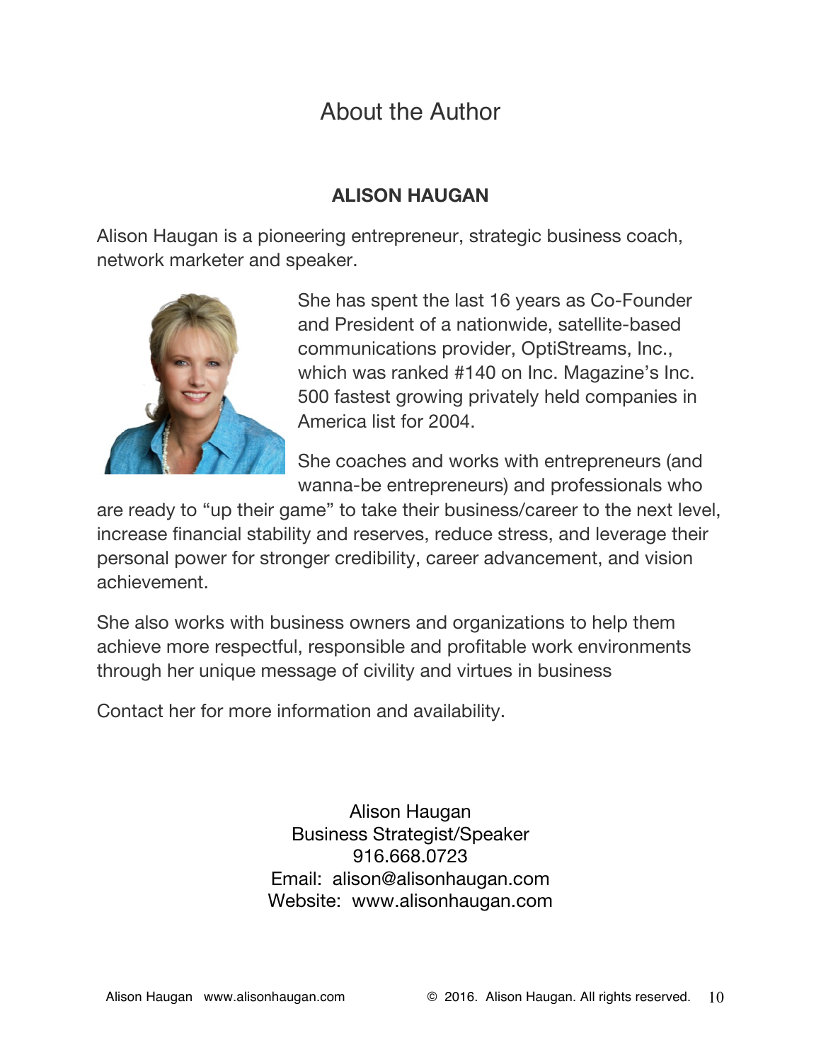# About the Author

**ALISON HAUGAN**

Alison Haugan is a pioneering entrepreneur, strategic business coach, network marketer and speaker.

She has spent the last 16 years as Co-Founder and President of a nationwide, satellite-based communications provider, OptiStreams, Inc., which was ranked #140 on Inc. Magazine's Inc. 500 fastest growing privately held companies in America list for 2004.

She coaches and works with entrepreneurs (and wanna-be entrepreneurs) and professionals who are ready to "up their game" to take their business/career to the next level, increase financial stability and reserves, reduce stress, and leverage their personal power for stronger credibility, career advancement, and vision achievement.

She also works with business owners and organizations to help them achieve more respectful, responsible and profitable work environments through her unique message of civility and virtues in business

Contact her for more information and availability.

Alison Haugan
Business Strategist/Speaker
916.668.0723
Email: alison@alisonhaugan.com
Website: www.alisonhaugan.com